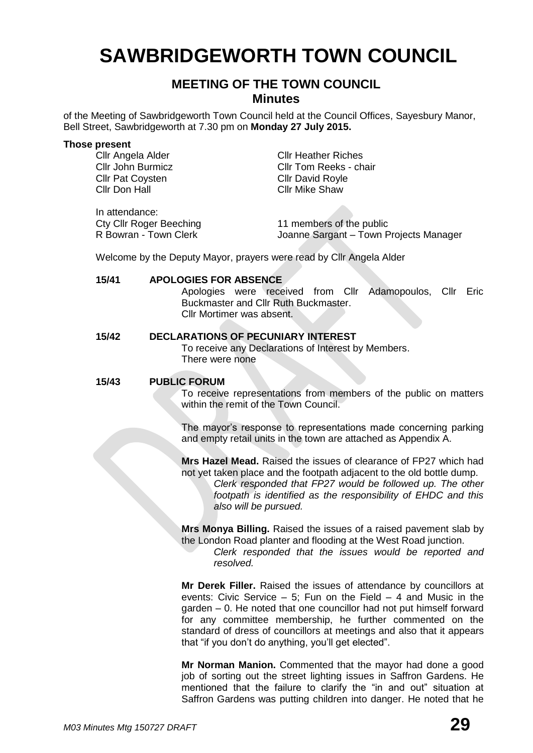# SAWBRIDGEWORTH TOWN COUNCIL

## MEETING OF THE TOWN COUNCIL
### Minutes

of the Meeting of Sawbridgeworth Town Council held at the Council Offices, Sayesbury Manor, Bell Street, Sawbridgeworth at 7.30 pm on **Monday 27 July 2015.**

**Those present**

| | |
|---|---|
| Cllr Angela Alder | Cllr Heather Riches |
| Cllr John Burmicz | Cllr Tom Reeks - chair |
| Cllr Pat Coysten | Cllr David Royle |
| Cllr Don Hall | Cllr Mike Shaw |

In attendance:

| | |
|---|---|
| Cty Cllr Roger Beeching | 11 members of the public |
| R Bowran - Town Clerk | Joanne Sargant – Town Projects Manager |

Welcome by the Deputy Mayor, prayers were read by Cllr Angela Alder

**15/41 APOLOGIES FOR ABSENCE**

Apologies were received from Cllr Adamopoulos, Cllr Eric Buckmaster and Cllr Ruth Buckmaster.
Cllr Mortimer was absent.

**15/42 DECLARATIONS OF PECUNIARY INTEREST**

To receive any Declarations of Interest by Members.
There were none

**15/43 PUBLIC FORUM**

To receive representations from members of the public on matters within the remit of the Town Council.

The mayor's response to representations made concerning parking and empty retail units in the town are attached as Appendix A.

**Mrs Hazel Mead.** Raised the issues of clearance of FP27 which had not yet taken place and the footpath adjacent to the old bottle dump.

*Clerk responded that FP27 would be followed up. The other footpath is identified as the responsibility of EHDC and this also will be pursued.*

**Mrs Monya Billing.** Raised the issues of a raised pavement slab by the London Road planter and flooding at the West Road junction.

*Clerk responded that the issues would be reported and resolved.*

**Mr Derek Filler.** Raised the issues of attendance by councillors at events: Civic Service – 5; Fun on the Field – 4 and Music in the garden – 0. He noted that one councillor had not put himself forward for any committee membership, he further commented on the standard of dress of councillors at meetings and also that it appears that "if you don't do anything, you'll get elected".

**Mr Norman Manion.** Commented that the mayor had done a good job of sorting out the street lighting issues in Saffron Gardens. He mentioned that the failure to clarify the "in and out" situation at Saffron Gardens was putting children into danger. He noted that he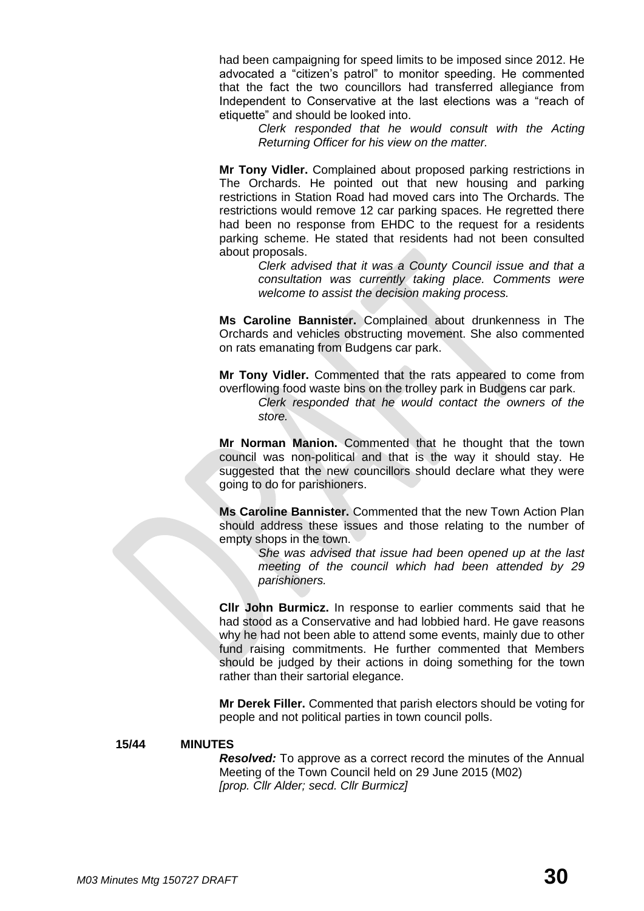had been campaigning for speed limits to be imposed since 2012. He advocated a "citizen's patrol" to monitor speeding. He commented that the fact the two councillors had transferred allegiance from Independent to Conservative at the last elections was a "reach of etiquette" and should be looked into.

> *Clerk responded that he would consult with the Acting Returning Officer for his view on the matter.*

**Mr Tony Vidler.** Complained about proposed parking restrictions in The Orchards. He pointed out that new housing and parking restrictions in Station Road had moved cars into The Orchards. The restrictions would remove 12 car parking spaces. He regretted there had been no response from EHDC to the request for a residents parking scheme. He stated that residents had not been consulted about proposals.

> *Clerk advised that it was a County Council issue and that a consultation was currently taking place. Comments were welcome to assist the decision making process.*

**Ms Caroline Bannister.** Complained about drunkenness in The Orchards and vehicles obstructing movement. She also commented on rats emanating from Budgens car park.

**Mr Tony Vidler.** Commented that the rats appeared to come from overflowing food waste bins on the trolley park in Budgens car park.

> *Clerk responded that he would contact the owners of the store.*

**Mr Norman Manion.** Commented that he thought that the town council was non-political and that is the way it should stay. He suggested that the new councillors should declare what they were going to do for parishioners.

**Ms Caroline Bannister.** Commented that the new Town Action Plan should address these issues and those relating to the number of empty shops in the town.

> *She was advised that issue had been opened up at the last meeting of the council which had been attended by 29 parishioners.*

**Cllr John Burmicz.** In response to earlier comments said that he had stood as a Conservative and had lobbied hard. He gave reasons why he had not been able to attend some events, mainly due to other fund raising commitments. He further commented that Members should be judged by their actions in doing something for the town rather than their sartorial elegance.

**Mr Derek Filler.** Commented that parish electors should be voting for people and not political parties in town council polls.

**15/44 MINUTES**

***Resolved:*** To approve as a correct record the minutes of the Annual Meeting of the Town Council held on 29 June 2015 (M02)
*[prop. Cllr Alder; secd. Cllr Burmicz]*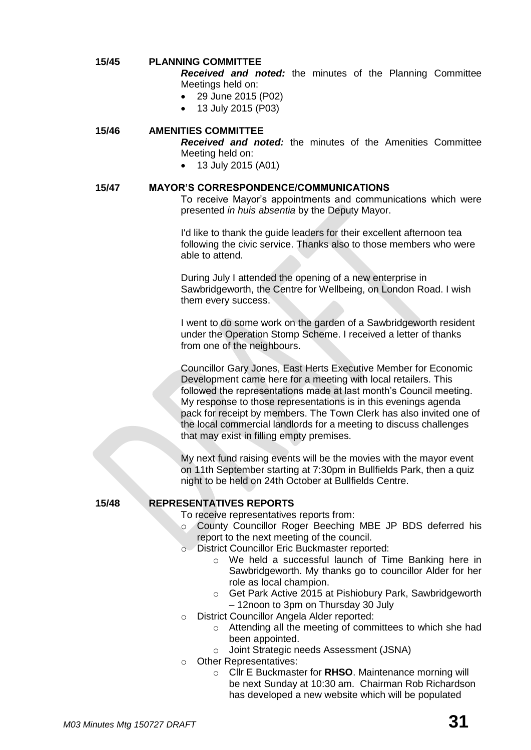**15/45 PLANNING COMMITTEE**

***Received and noted:*** the minutes of the Planning Committee Meetings held on:

- 29 June 2015 (P02)
- 13 July 2015 (P03)

**15/46 AMENITIES COMMITTEE**

***Received and noted:*** the minutes of the Amenities Committee Meeting held on:

- 13 July 2015 (A01)

**15/47 MAYOR'S CORRESPONDENCE/COMMUNICATIONS**

To receive Mayor's appointments and communications which were presented *in huis absentia* by the Deputy Mayor.

I'd like to thank the guide leaders for their excellent afternoon tea following the civic service. Thanks also to those members who were able to attend.

During July I attended the opening of a new enterprise in Sawbridgeworth, the Centre for Wellbeing, on London Road. I wish them every success.

I went to do some work on the garden of a Sawbridgeworth resident under the Operation Stomp Scheme. I received a letter of thanks from one of the neighbours.

Councillor Gary Jones, East Herts Executive Member for Economic Development came here for a meeting with local retailers. This followed the representations made at last month's Council meeting. My response to those representations is in this evenings agenda pack for receipt by members. The Town Clerk has also invited one of the local commercial landlords for a meeting to discuss challenges that may exist in filling empty premises.

My next fund raising events will be the movies with the mayor event on 11th September starting at 7:30pm in Bullfields Park, then a quiz night to be held on 24th October at Bullfields Centre.

**15/48 REPRESENTATIVES REPORTS**

To receive representatives reports from:

- County Councillor Roger Beeching MBE JP BDS deferred his report to the next meeting of the council.
- District Councillor Eric Buckmaster reported:
  - We held a successful launch of Time Banking here in Sawbridgeworth. My thanks go to councillor Alder for her role as local champion.
  - Get Park Active 2015 at Pishiobury Park, Sawbridgeworth – 12noon to 3pm on Thursday 30 July
- District Councillor Angela Alder reported:
  - Attending all the meeting of committees to which she had been appointed.
  - Joint Strategic needs Assessment (JSNA)
- Other Representatives:
  - Cllr E Buckmaster for **RHSO**. Maintenance morning will be next Sunday at 10:30 am. Chairman Rob Richardson has developed a new website which will be populated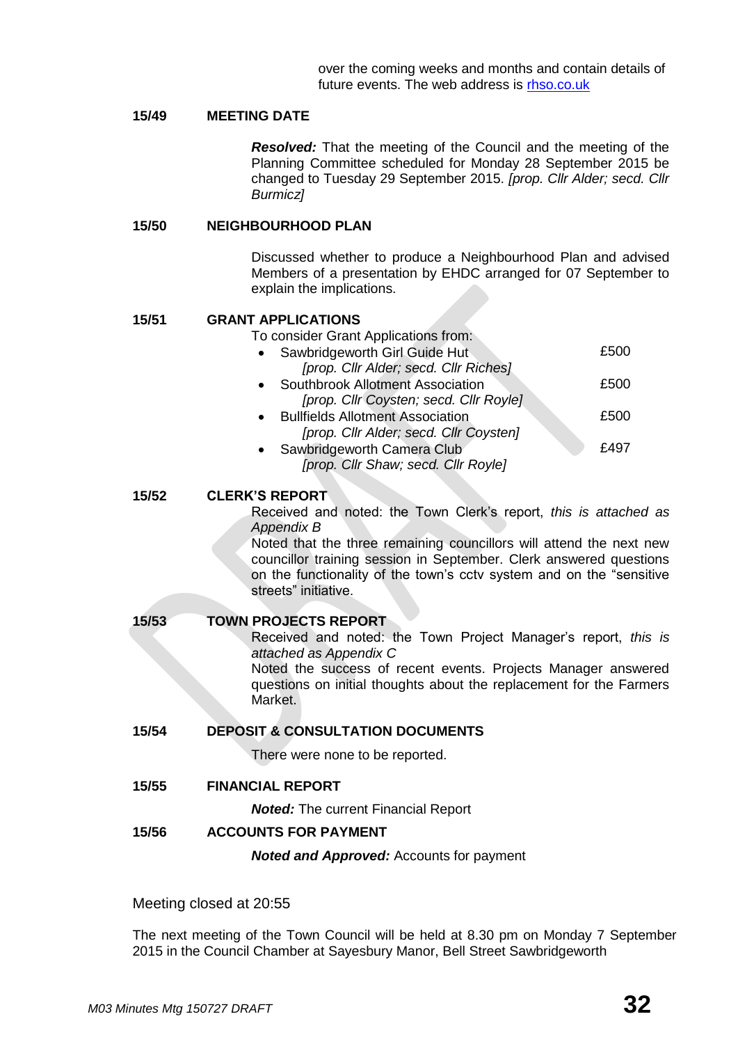over the coming weeks and months and contain details of future events. The web address is [rhso.co.uk](rhso.co.uk)

**15/49 MEETING DATE**

***Resolved:*** That the meeting of the Council and the meeting of the Planning Committee scheduled for Monday 28 September 2015 be changed to Tuesday 29 September 2015. *[prop. Cllr Alder; secd. Cllr Burmicz]*

**15/50 NEIGHBOURHOOD PLAN**

Discussed whether to produce a Neighbourhood Plan and advised Members of a presentation by EHDC arranged for 07 September to explain the implications.

**15/51 GRANT APPLICATIONS**

To consider Grant Applications from:

- Sawbridgeworth Girl Guide Hut — £500
  *[prop. Cllr Alder; secd. Cllr Riches]*
- Southbrook Allotment Association — £500
  *[prop. Cllr Coysten; secd. Cllr Royle]*
- Bullfields Allotment Association — £500
  *[prop. Cllr Alder; secd. Cllr Coysten]*
- Sawbridgeworth Camera Club — £497
  *[prop. Cllr Shaw; secd. Cllr Royle]*

**15/52 CLERK'S REPORT**

Received and noted: the Town Clerk's report, *this is attached as Appendix B*

Noted that the three remaining councillors will attend the next new councillor training session in September. Clerk answered questions on the functionality of the town's cctv system and on the "sensitive streets" initiative.

**15/53 TOWN PROJECTS REPORT**

Received and noted: the Town Project Manager's report, *this is attached as Appendix C*

Noted the success of recent events. Projects Manager answered questions on initial thoughts about the replacement for the Farmers Market.

**15/54 DEPOSIT & CONSULTATION DOCUMENTS**

There were none to be reported.

**15/55 FINANCIAL REPORT**

***Noted:*** The current Financial Report

**15/56 ACCOUNTS FOR PAYMENT**

***Noted and Approved:*** Accounts for payment

Meeting closed at 20:55

The next meeting of the Town Council will be held at 8.30 pm on Monday 7 September 2015 in the Council Chamber at Sayesbury Manor, Bell Street Sawbridgeworth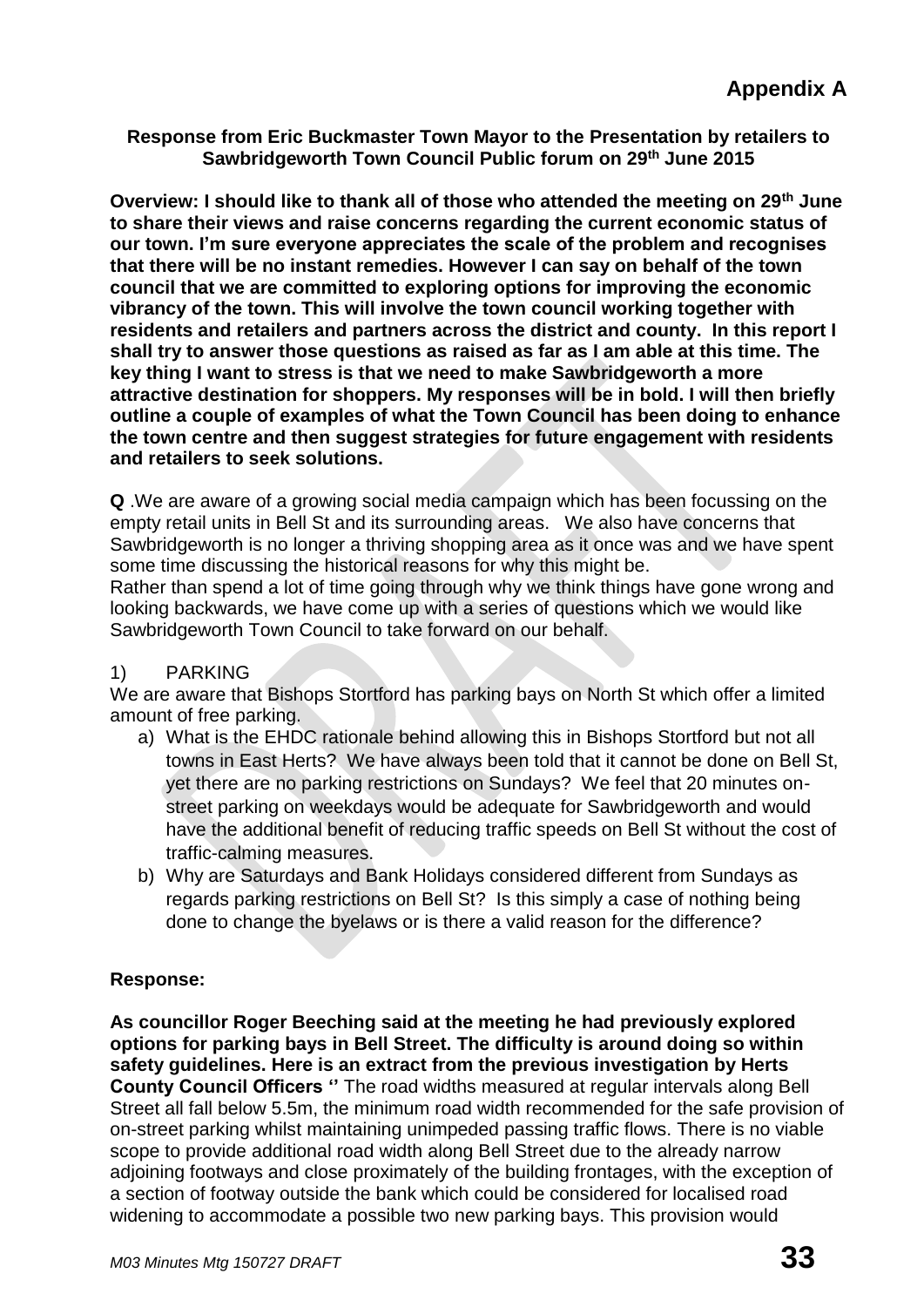**Appendix A**

**Response from Eric Buckmaster Town Mayor to the Presentation by retailers to Sawbridgeworth Town Council Public forum on 29th June 2015**

**Overview: I should like to thank all of those who attended the meeting on 29th June to share their views and raise concerns regarding the current economic status of our town. I'm sure everyone appreciates the scale of the problem and recognises that there will be no instant remedies. However I can say on behalf of the town council that we are committed to exploring options for improving the economic vibrancy of the town. This will involve the town council working together with residents and retailers and partners across the district and county. In this report I shall try to answer those questions as raised as far as I am able at this time. The key thing I want to stress is that we need to make Sawbridgeworth a more attractive destination for shoppers. My responses will be in bold. I will then briefly outline a couple of examples of what the Town Council has been doing to enhance the town centre and then suggest strategies for future engagement with residents and retailers to seek solutions.**

**Q** .We are aware of a growing social media campaign which has been focussing on the empty retail units in Bell St and its surrounding areas. We also have concerns that Sawbridgeworth is no longer a thriving shopping area as it once was and we have spent some time discussing the historical reasons for why this might be.
Rather than spend a lot of time going through why we think things have gone wrong and looking backwards, we have come up with a series of questions which we would like Sawbridgeworth Town Council to take forward on our behalf.

1) PARKING

We are aware that Bishops Stortford has parking bays on North St which offer a limited amount of free parking.

a) What is the EHDC rationale behind allowing this in Bishops Stortford but not all towns in East Herts? We have always been told that it cannot be done on Bell St, yet there are no parking restrictions on Sundays? We feel that 20 minutes on-street parking on weekdays would be adequate for Sawbridgeworth and would have the additional benefit of reducing traffic speeds on Bell St without the cost of traffic-calming measures.
b) Why are Saturdays and Bank Holidays considered different from Sundays as regards parking restrictions on Bell St? Is this simply a case of nothing being done to change the byelaws or is there a valid reason for the difference?

**Response:**

**As councillor Roger Beeching said at the meeting he had previously explored options for parking bays in Bell Street. The difficulty is around doing so within safety guidelines. Here is an extract from the previous investigation by Herts County Council Officers ''** The road widths measured at regular intervals along Bell Street all fall below 5.5m, the minimum road width recommended for the safe provision of on-street parking whilst maintaining unimpeded passing traffic flows. There is no viable scope to provide additional road width along Bell Street due to the already narrow adjoining footways and close proximately of the building frontages, with the exception of a section of footway outside the bank which could be considered for localised road widening to accommodate a possible two new parking bays. This provision would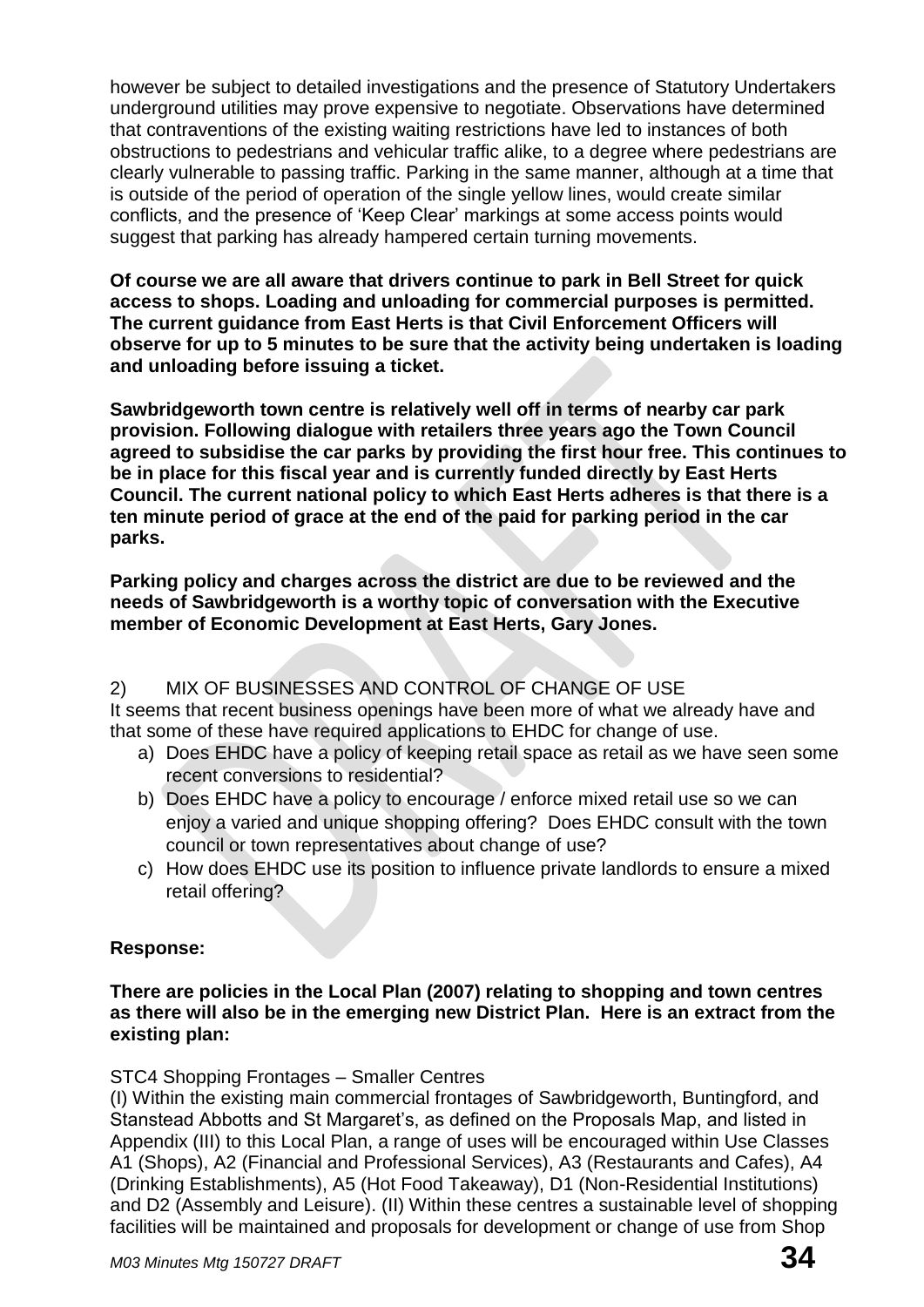however be subject to detailed investigations and the presence of Statutory Undertakers underground utilities may prove expensive to negotiate. Observations have determined that contraventions of the existing waiting restrictions have led to instances of both obstructions to pedestrians and vehicular traffic alike, to a degree where pedestrians are clearly vulnerable to passing traffic. Parking in the same manner, although at a time that is outside of the period of operation of the single yellow lines, would create similar conflicts, and the presence of 'Keep Clear' markings at some access points would suggest that parking has already hampered certain turning movements.

**Of course we are all aware that drivers continue to park in Bell Street for quick access to shops. Loading and unloading for commercial purposes is permitted. The current guidance from East Herts is that Civil Enforcement Officers will observe for up to 5 minutes to be sure that the activity being undertaken is loading and unloading before issuing a ticket.**

**Sawbridgeworth town centre is relatively well off in terms of nearby car park provision. Following dialogue with retailers three years ago the Town Council agreed to subsidise the car parks by providing the first hour free. This continues to be in place for this fiscal year and is currently funded directly by East Herts Council. The current national policy to which East Herts adheres is that there is a ten minute period of grace at the end of the paid for parking period in the car parks.**

**Parking policy and charges across the district are due to be reviewed and the needs of Sawbridgeworth is a worthy topic of conversation with the Executive member of Economic Development at East Herts, Gary Jones.**

2) MIX OF BUSINESSES AND CONTROL OF CHANGE OF USE

It seems that recent business openings have been more of what we already have and that some of these have required applications to EHDC for change of use.

a) Does EHDC have a policy of keeping retail space as retail as we have seen some recent conversions to residential?
b) Does EHDC have a policy to encourage / enforce mixed retail use so we can enjoy a varied and unique shopping offering? Does EHDC consult with the town council or town representatives about change of use?
c) How does EHDC use its position to influence private landlords to ensure a mixed retail offering?

**Response:**

**There are policies in the Local Plan (2007) relating to shopping and town centres as there will also be in the emerging new District Plan. Here is an extract from the existing plan:**

STC4 Shopping Frontages – Smaller Centres

(I) Within the existing main commercial frontages of Sawbridgeworth, Buntingford, and Stanstead Abbotts and St Margaret's, as defined on the Proposals Map, and listed in Appendix (III) to this Local Plan, a range of uses will be encouraged within Use Classes A1 (Shops), A2 (Financial and Professional Services), A3 (Restaurants and Cafes), A4 (Drinking Establishments), A5 (Hot Food Takeaway), D1 (Non-Residential Institutions) and D2 (Assembly and Leisure). (II) Within these centres a sustainable level of shopping facilities will be maintained and proposals for development or change of use from Shop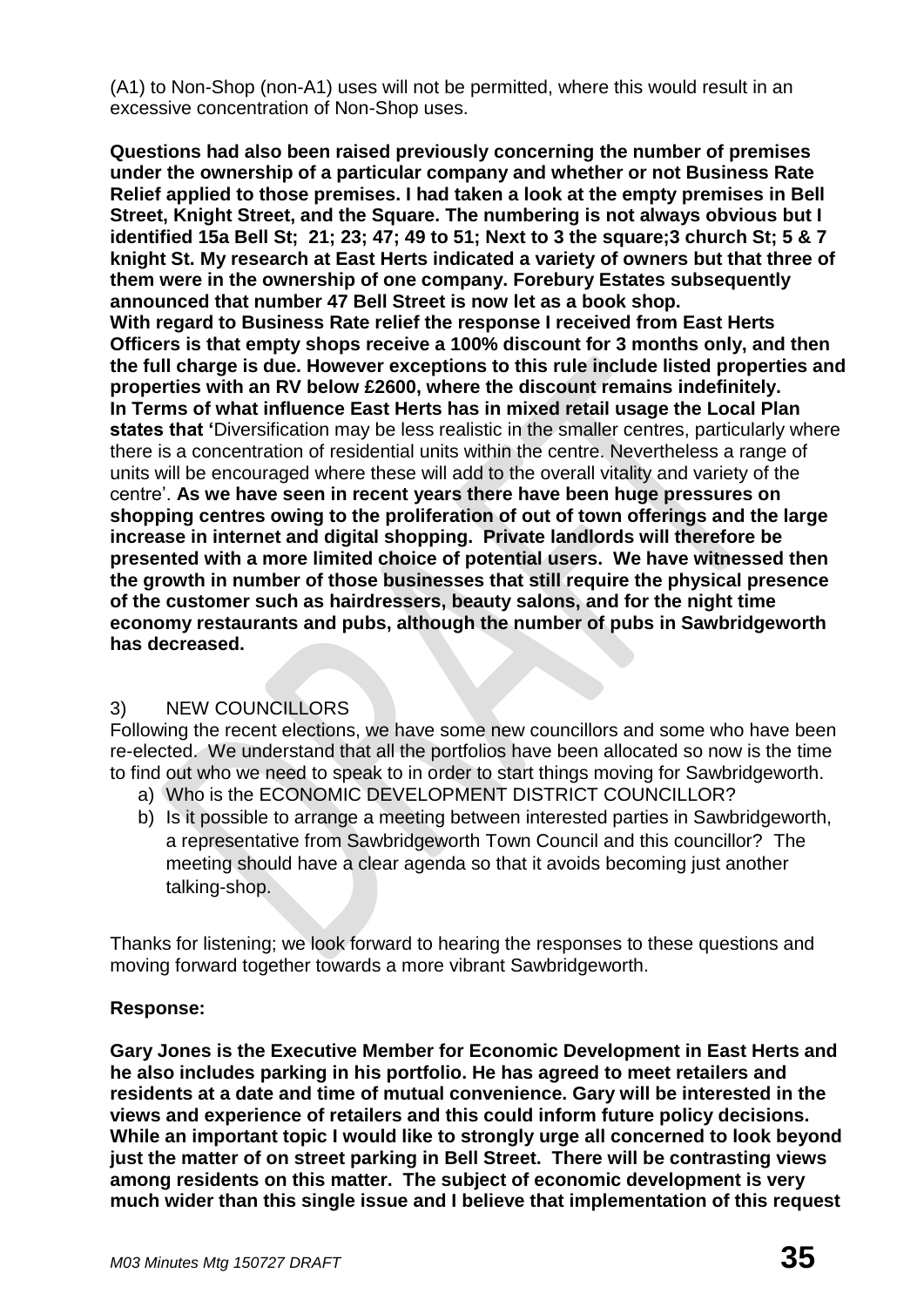(A1) to Non-Shop (non-A1) uses will not be permitted, where this would result in an excessive concentration of Non-Shop uses.

**Questions had also been raised previously concerning the number of premises under the ownership of a particular company and whether or not Business Rate Relief applied to those premises. I had taken a look at the empty premises in Bell Street, Knight Street, and the Square. The numbering is not always obvious but I identified 15a Bell St; 21; 23; 47; 49 to 51; Next to 3 the square;3 church St; 5 & 7 knight St. My research at East Herts indicated a variety of owners but that three of them were in the ownership of one company. Forebury Estates subsequently announced that number 47 Bell Street is now let as a book shop.**
**With regard to Business Rate relief the response I received from East Herts Officers is that empty shops receive a 100% discount for 3 months only, and then the full charge is due. However exceptions to this rule include listed properties and properties with an RV below £2600, where the discount remains indefinitely.**
**In Terms of what influence East Herts has in mixed retail usage the Local Plan states that '**Diversification may be less realistic in the smaller centres, particularly where there is a concentration of residential units within the centre. Nevertheless a range of units will be encouraged where these will add to the overall vitality and variety of the centre'. **As we have seen in recent years there have been huge pressures on shopping centres owing to the proliferation of out of town offerings and the large increase in internet and digital shopping. Private landlords will therefore be presented with a more limited choice of potential users. We have witnessed then the growth in number of those businesses that still require the physical presence of the customer such as hairdressers, beauty salons, and for the night time economy restaurants and pubs, although the number of pubs in Sawbridgeworth has decreased.**

3) NEW COUNCILLORS

Following the recent elections, we have some new councillors and some who have been re-elected. We understand that all the portfolios have been allocated so now is the time to find out who we need to speak to in order to start things moving for Sawbridgeworth.

a) Who is the ECONOMIC DEVELOPMENT DISTRICT COUNCILLOR?
b) Is it possible to arrange a meeting between interested parties in Sawbridgeworth, a representative from Sawbridgeworth Town Council and this councillor? The meeting should have a clear agenda so that it avoids becoming just another talking-shop.

Thanks for listening; we look forward to hearing the responses to these questions and moving forward together towards a more vibrant Sawbridgeworth.

**Response:**

**Gary Jones is the Executive Member for Economic Development in East Herts and he also includes parking in his portfolio. He has agreed to meet retailers and residents at a date and time of mutual convenience. Gary will be interested in the views and experience of retailers and this could inform future policy decisions. While an important topic I would like to strongly urge all concerned to look beyond just the matter of on street parking in Bell Street. There will be contrasting views among residents on this matter. The subject of economic development is very much wider than this single issue and I believe that implementation of this request**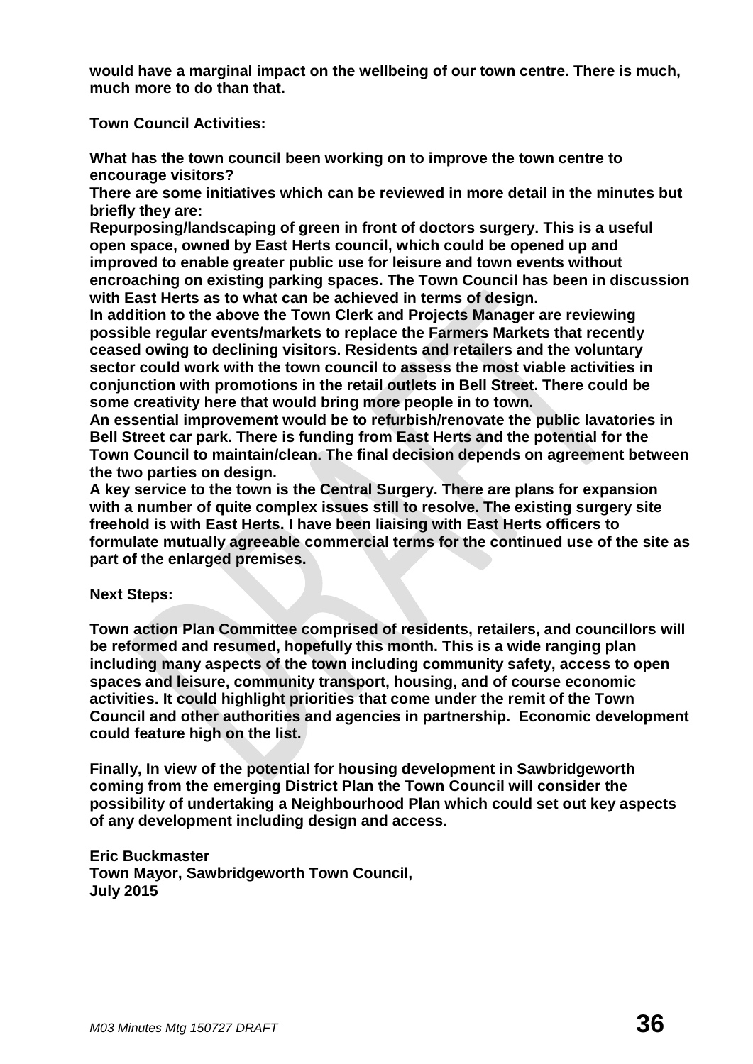**would have a marginal impact on the wellbeing of our town centre. There is much, much more to do than that.**

**Town Council Activities:**

**What has the town council been working on to improve the town centre to encourage visitors?**

**There are some initiatives which can be reviewed in more detail in the minutes but briefly they are:**

**Repurposing/landscaping of green in front of doctors surgery. This is a useful open space, owned by East Herts council, which could be opened up and improved to enable greater public use for leisure and town events without encroaching on existing parking spaces. The Town Council has been in discussion with East Herts as to what can be achieved in terms of design.**

**In addition to the above the Town Clerk and Projects Manager are reviewing possible regular events/markets to replace the Farmers Markets that recently ceased owing to declining visitors. Residents and retailers and the voluntary sector could work with the town council to assess the most viable activities in conjunction with promotions in the retail outlets in Bell Street. There could be some creativity here that would bring more people in to town.**

**An essential improvement would be to refurbish/renovate the public lavatories in Bell Street car park. There is funding from East Herts and the potential for the Town Council to maintain/clean. The final decision depends on agreement between the two parties on design.**

**A key service to the town is the Central Surgery. There are plans for expansion with a number of quite complex issues still to resolve. The existing surgery site freehold is with East Herts. I have been liaising with East Herts officers to formulate mutually agreeable commercial terms for the continued use of the site as part of the enlarged premises.**

**Next Steps:**

**Town action Plan Committee comprised of residents, retailers, and councillors will be reformed and resumed, hopefully this month. This is a wide ranging plan including many aspects of the town including community safety, access to open spaces and leisure, community transport, housing, and of course economic activities. It could highlight priorities that come under the remit of the Town Council and other authorities and agencies in partnership. Economic development could feature high on the list.**

**Finally, In view of the potential for housing development in Sawbridgeworth coming from the emerging District Plan the Town Council will consider the possibility of undertaking a Neighbourhood Plan which could set out key aspects of any development including design and access.**

**Eric Buckmaster**
**Town Mayor, Sawbridgeworth Town Council,**
**July 2015**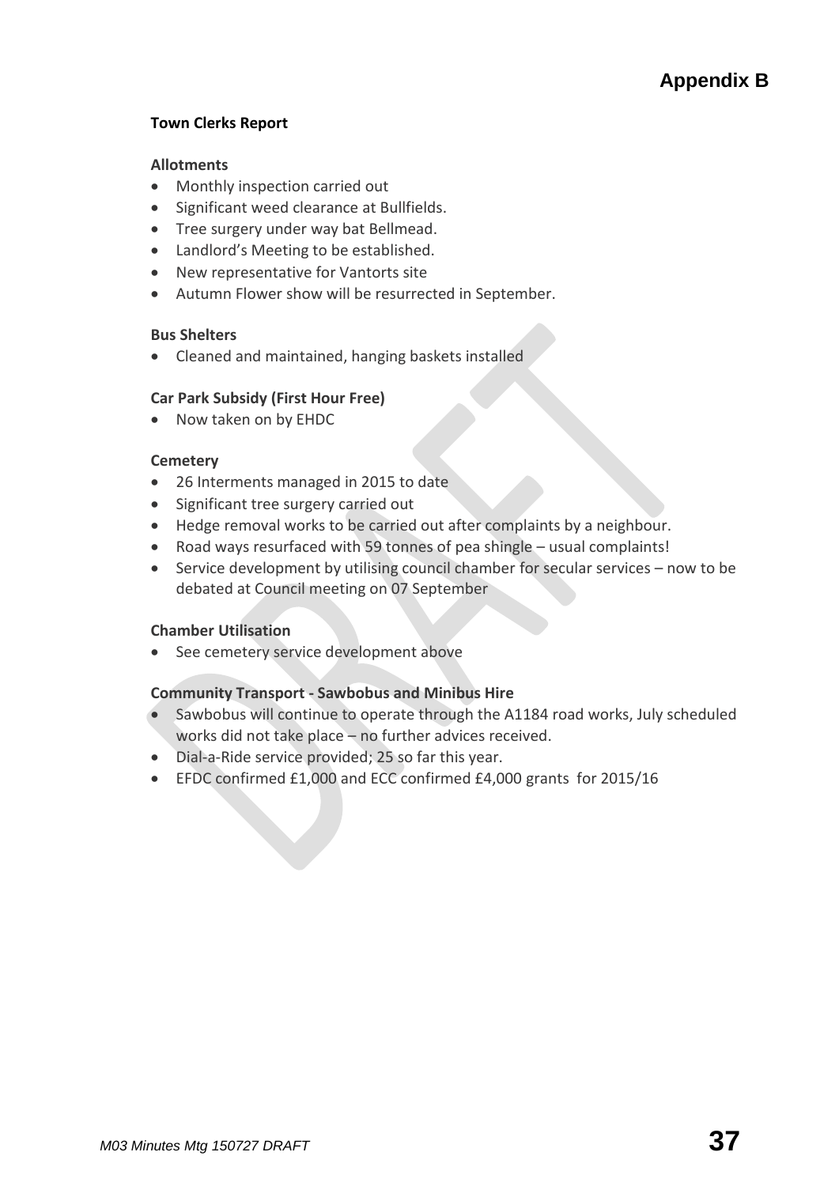# Appendix B

**Town Clerks Report**

**Allotments**

- Monthly inspection carried out
- Significant weed clearance at Bullfields.
- Tree surgery under way bat Bellmead.
- Landlord's Meeting to be established.
- New representative for Vantorts site
- Autumn Flower show will be resurrected in September.

**Bus Shelters**

- Cleaned and maintained, hanging baskets installed

**Car Park Subsidy (First Hour Free)**

- Now taken on by EHDC

**Cemetery**

- 26 Interments managed in 2015 to date
- Significant tree surgery carried out
- Hedge removal works to be carried out after complaints by a neighbour.
- Road ways resurfaced with 59 tonnes of pea shingle – usual complaints!
- Service development by utilising council chamber for secular services – now to be debated at Council meeting on 07 September

**Chamber Utilisation**

- See cemetery service development above

**Community Transport - Sawbobus and Minibus Hire**

- Sawbobus will continue to operate through the A1184 road works, July scheduled works did not take place – no further advices received.
- Dial-a-Ride service provided; 25 so far this year.
- EFDC confirmed £1,000 and ECC confirmed £4,000 grants for 2015/16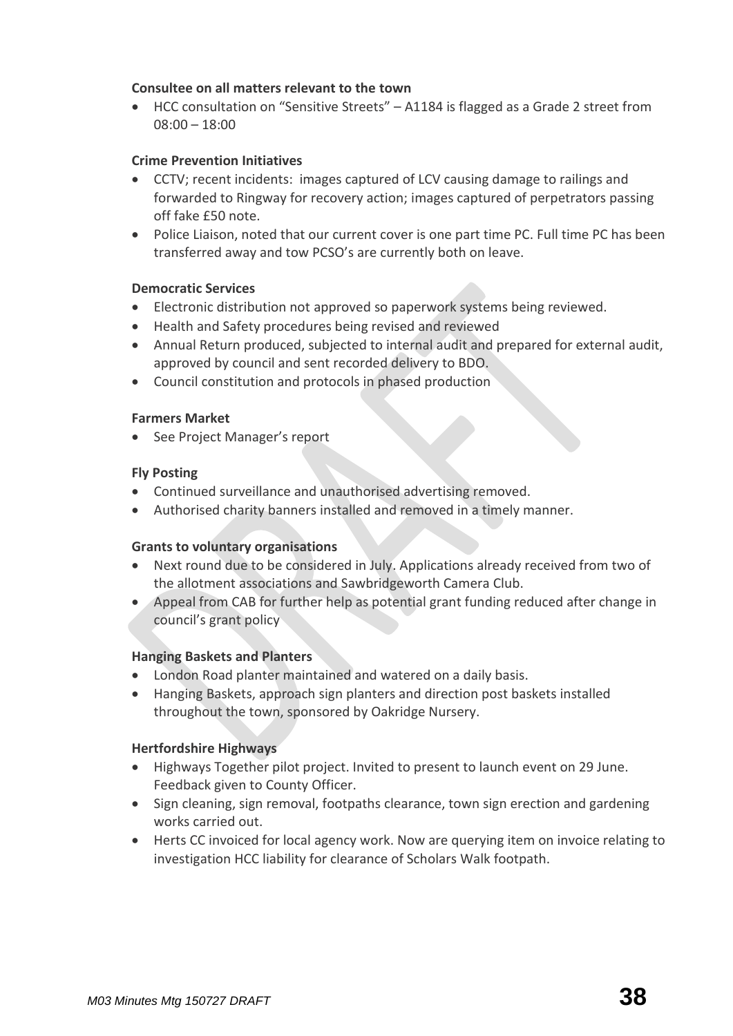**Consultee on all matters relevant to the town**

- HCC consultation on "Sensitive Streets" – A1184 is flagged as a Grade 2 street from 08:00 – 18:00

**Crime Prevention Initiatives**

- CCTV; recent incidents: images captured of LCV causing damage to railings and forwarded to Ringway for recovery action; images captured of perpetrators passing off fake £50 note.
- Police Liaison, noted that our current cover is one part time PC. Full time PC has been transferred away and tow PCSO's are currently both on leave.

**Democratic Services**

- Electronic distribution not approved so paperwork systems being reviewed.
- Health and Safety procedures being revised and reviewed
- Annual Return produced, subjected to internal audit and prepared for external audit, approved by council and sent recorded delivery to BDO.
- Council constitution and protocols in phased production

**Farmers Market**

- See Project Manager's report

**Fly Posting**

- Continued surveillance and unauthorised advertising removed.
- Authorised charity banners installed and removed in a timely manner.

**Grants to voluntary organisations**

- Next round due to be considered in July. Applications already received from two of the allotment associations and Sawbridgeworth Camera Club.
- Appeal from CAB for further help as potential grant funding reduced after change in council's grant policy

**Hanging Baskets and Planters**

- London Road planter maintained and watered on a daily basis.
- Hanging Baskets, approach sign planters and direction post baskets installed throughout the town, sponsored by Oakridge Nursery.

**Hertfordshire Highways**

- Highways Together pilot project. Invited to present to launch event on 29 June. Feedback given to County Officer.
- Sign cleaning, sign removal, footpaths clearance, town sign erection and gardening works carried out.
- Herts CC invoiced for local agency work. Now are querying item on invoice relating to investigation HCC liability for clearance of Scholars Walk footpath.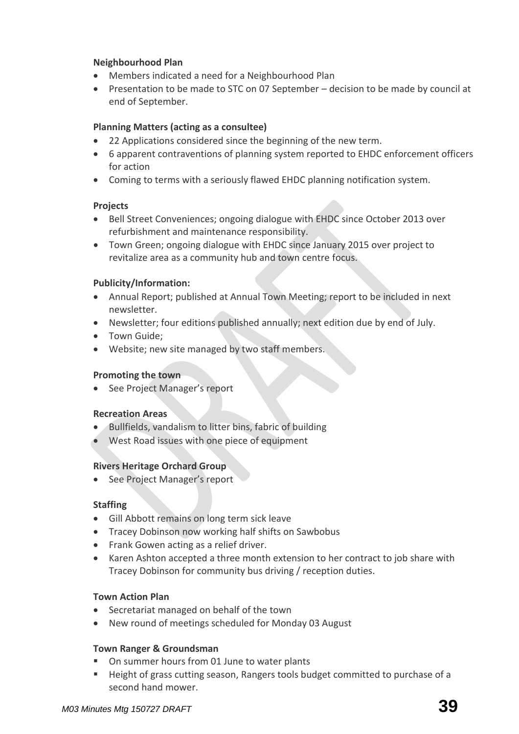**Neighbourhood Plan**

- Members indicated a need for a Neighbourhood Plan
- Presentation to be made to STC on 07 September – decision to be made by council at end of September.

**Planning Matters (acting as a consultee)**

- 22 Applications considered since the beginning of the new term.
- 6 apparent contraventions of planning system reported to EHDC enforcement officers for action
- Coming to terms with a seriously flawed EHDC planning notification system.

**Projects**

- Bell Street Conveniences; ongoing dialogue with EHDC since October 2013 over refurbishment and maintenance responsibility.
- Town Green; ongoing dialogue with EHDC since January 2015 over project to revitalize area as a community hub and town centre focus.

**Publicity/Information:**

- Annual Report; published at Annual Town Meeting; report to be included in next newsletter.
- Newsletter; four editions published annually; next edition due by end of July.
- Town Guide;
- Website; new site managed by two staff members.

**Promoting the town**

- See Project Manager's report

**Recreation Areas**

- Bullfields, vandalism to litter bins, fabric of building
- West Road issues with one piece of equipment

**Rivers Heritage Orchard Group**

- See Project Manager's report

**Staffing**

- Gill Abbott remains on long term sick leave
- Tracey Dobinson now working half shifts on Sawbobus
- Frank Gowen acting as a relief driver.
- Karen Ashton accepted a three month extension to her contract to job share with Tracey Dobinson for community bus driving / reception duties.

**Town Action Plan**

- Secretariat managed on behalf of the town
- New round of meetings scheduled for Monday 03 August

**Town Ranger & Groundsman**

- On summer hours from 01 June to water plants
- Height of grass cutting season, Rangers tools budget committed to purchase of a second hand mower.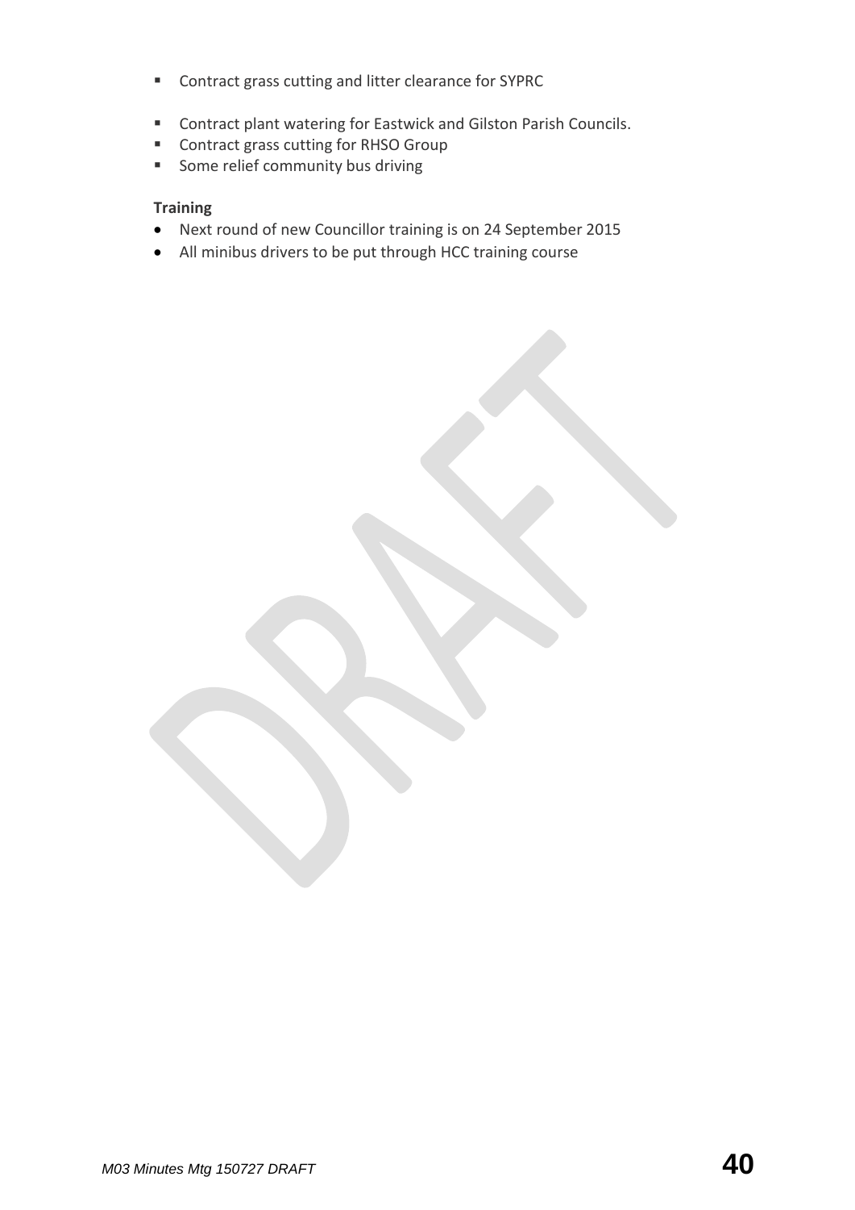- Contract grass cutting and litter clearance for SYPRC

- Contract plant watering for Eastwick and Gilston Parish Councils.
- Contract grass cutting for RHSO Group
- Some relief community bus driving

**Training**

- Next round of new Councillor training is on 24 September 2015
- All minibus drivers to be put through HCC training course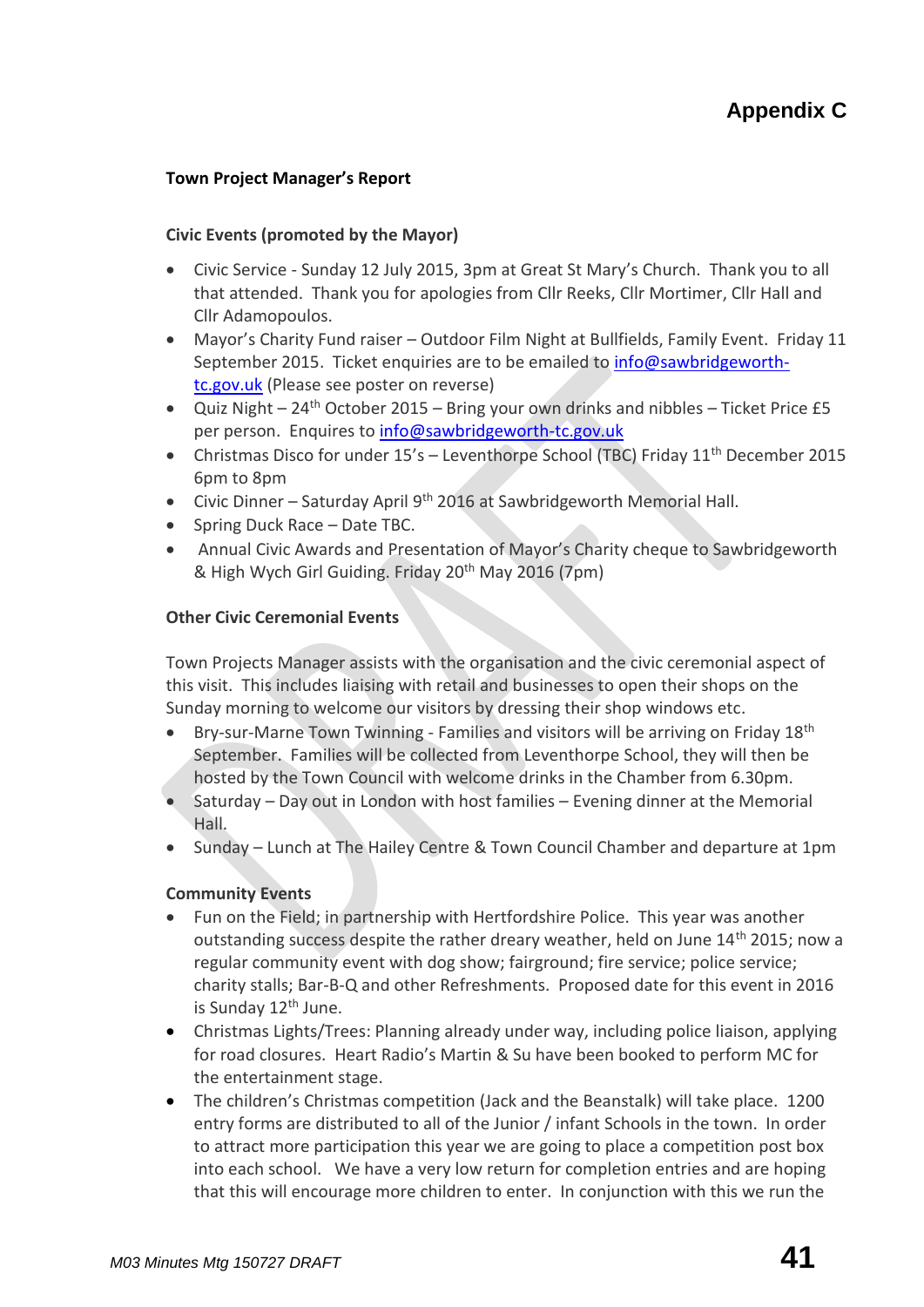## Appendix C

**Town Project Manager's Report**

**Civic Events (promoted by the Mayor)**

- Civic Service - Sunday 12 July 2015, 3pm at Great St Mary's Church. Thank you to all that attended. Thank you for apologies from Cllr Reeks, Cllr Mortimer, Cllr Hall and Cllr Adamopoulos.
- Mayor's Charity Fund raiser – Outdoor Film Night at Bullfields, Family Event. Friday 11 September 2015. Ticket enquiries are to be emailed to info@sawbridgeworth-tc.gov.uk (Please see poster on reverse)
- Quiz Night – 24th October 2015 – Bring your own drinks and nibbles – Ticket Price £5 per person. Enquires to info@sawbridgeworth-tc.gov.uk
- Christmas Disco for under 15's – Leventhorpe School (TBC) Friday 11th December 2015 6pm to 8pm
- Civic Dinner – Saturday April 9th 2016 at Sawbridgeworth Memorial Hall.
- Spring Duck Race – Date TBC.
- Annual Civic Awards and Presentation of Mayor's Charity cheque to Sawbridgeworth & High Wych Girl Guiding. Friday 20th May 2016 (7pm)

**Other Civic Ceremonial Events**

Town Projects Manager assists with the organisation and the civic ceremonial aspect of this visit. This includes liaising with retail and businesses to open their shops on the Sunday morning to welcome our visitors by dressing their shop windows etc.

- Bry-sur-Marne Town Twinning - Families and visitors will be arriving on Friday 18th September. Families will be collected from Leventhorpe School, they will then be hosted by the Town Council with welcome drinks in the Chamber from 6.30pm.
- Saturday – Day out in London with host families – Evening dinner at the Memorial Hall.
- Sunday – Lunch at The Hailey Centre & Town Council Chamber and departure at 1pm

**Community Events**

- Fun on the Field; in partnership with Hertfordshire Police. This year was another outstanding success despite the rather dreary weather, held on June 14th 2015; now a regular community event with dog show; fairground; fire service; police service; charity stalls; Bar-B-Q and other Refreshments. Proposed date for this event in 2016 is Sunday 12th June.
- Christmas Lights/Trees: Planning already under way, including police liaison, applying for road closures. Heart Radio's Martin & Su have been booked to perform MC for the entertainment stage.
- The children's Christmas competition (Jack and the Beanstalk) will take place. 1200 entry forms are distributed to all of the Junior / infant Schools in the town. In order to attract more participation this year we are going to place a competition post box into each school. We have a very low return for completion entries and are hoping that this will encourage more children to enter. In conjunction with this we run the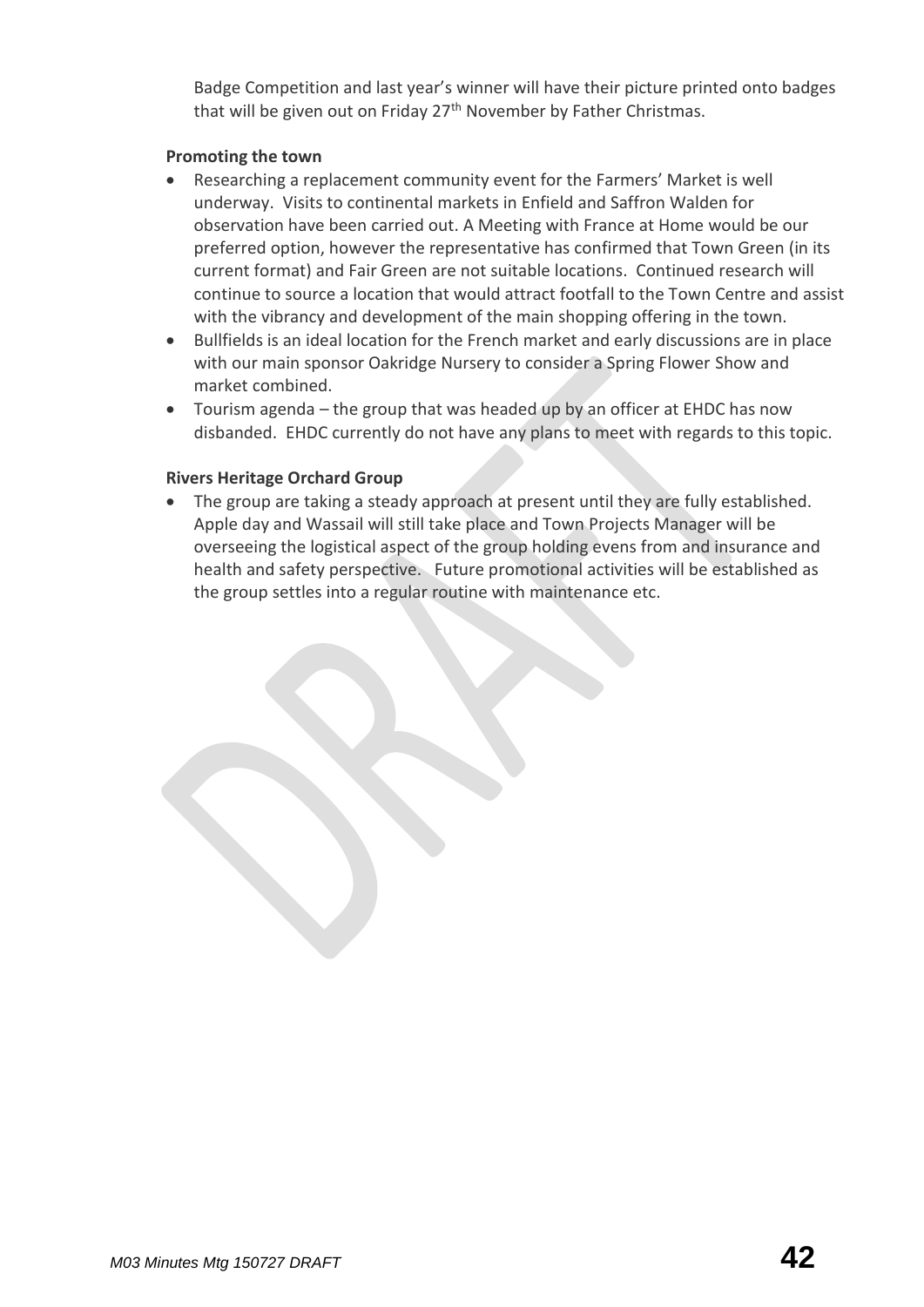Badge Competition and last year's winner will have their picture printed onto badges that will be given out on Friday 27th November by Father Christmas.

**Promoting the town**

- Researching a replacement community event for the Farmers' Market is well underway. Visits to continental markets in Enfield and Saffron Walden for observation have been carried out. A Meeting with France at Home would be our preferred option, however the representative has confirmed that Town Green (in its current format) and Fair Green are not suitable locations. Continued research will continue to source a location that would attract footfall to the Town Centre and assist with the vibrancy and development of the main shopping offering in the town.
- Bullfields is an ideal location for the French market and early discussions are in place with our main sponsor Oakridge Nursery to consider a Spring Flower Show and market combined.
- Tourism agenda – the group that was headed up by an officer at EHDC has now disbanded. EHDC currently do not have any plans to meet with regards to this topic.

**Rivers Heritage Orchard Group**

- The group are taking a steady approach at present until they are fully established. Apple day and Wassail will still take place and Town Projects Manager will be overseeing the logistical aspect of the group holding evens from and insurance and health and safety perspective. Future promotional activities will be established as the group settles into a regular routine with maintenance etc.